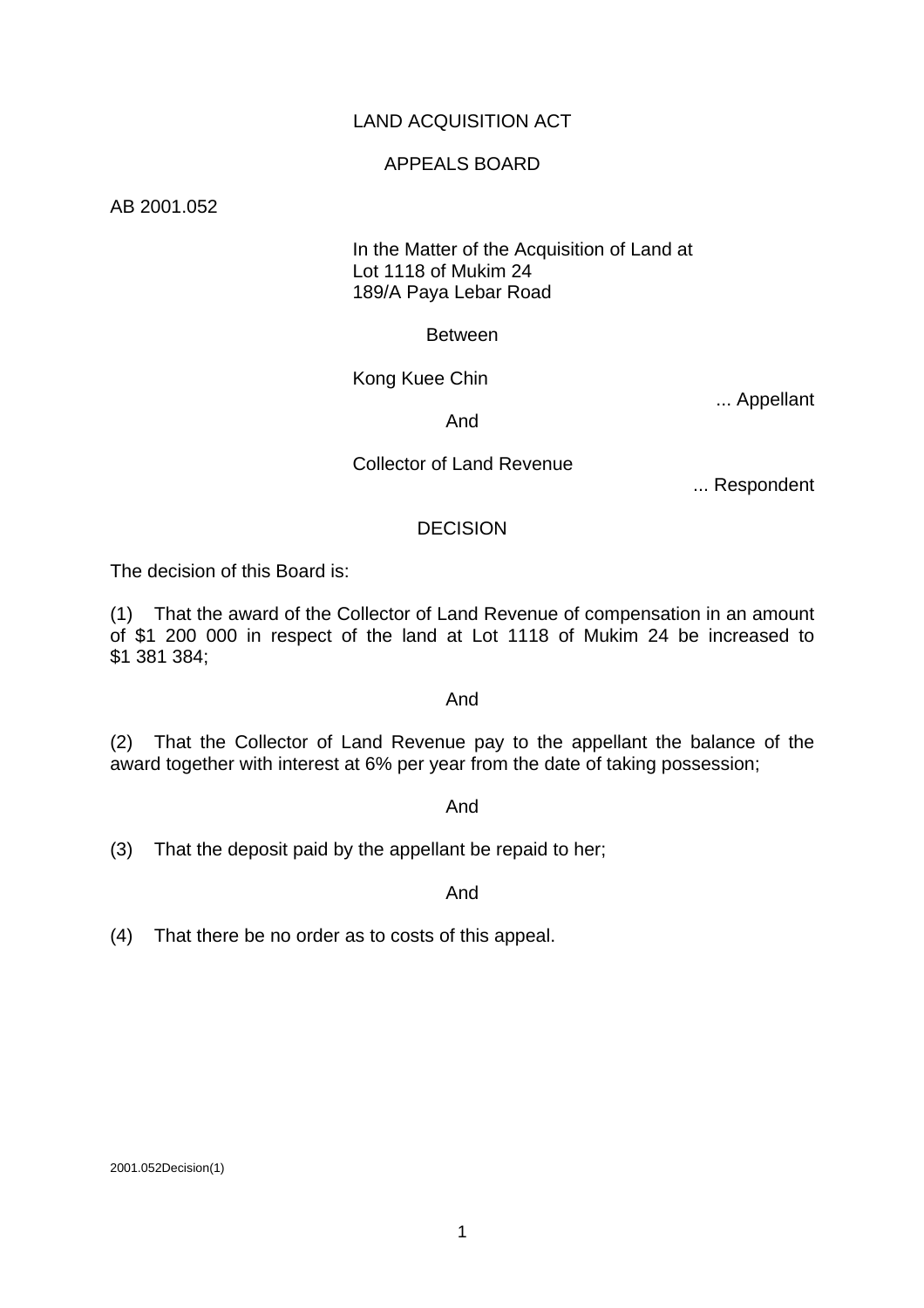LAND ACQUISITION ACT

APPEALS BOARD

AB 2001.052

In the Matter of the Acquisition of Land at
Lot 1118 of Mukim 24
189/A Paya Lebar Road

Between

Kong Kuee Chin
... Appellant

And

Collector of Land Revenue
... Respondent

DECISION

The decision of this Board is:

(1) That the award of the Collector of Land Revenue of compensation in an amount of $1 200 000 in respect of the land at Lot 1118 of Mukim 24 be increased to $1 381 384;

And

(2) That the Collector of Land Revenue pay to the appellant the balance of the award together with interest at 6% per year from the date of taking possession;

And

(3) That the deposit paid by the appellant be repaid to her;

And

(4) That there be no order as to costs of this appeal.

2001.052Decision(1)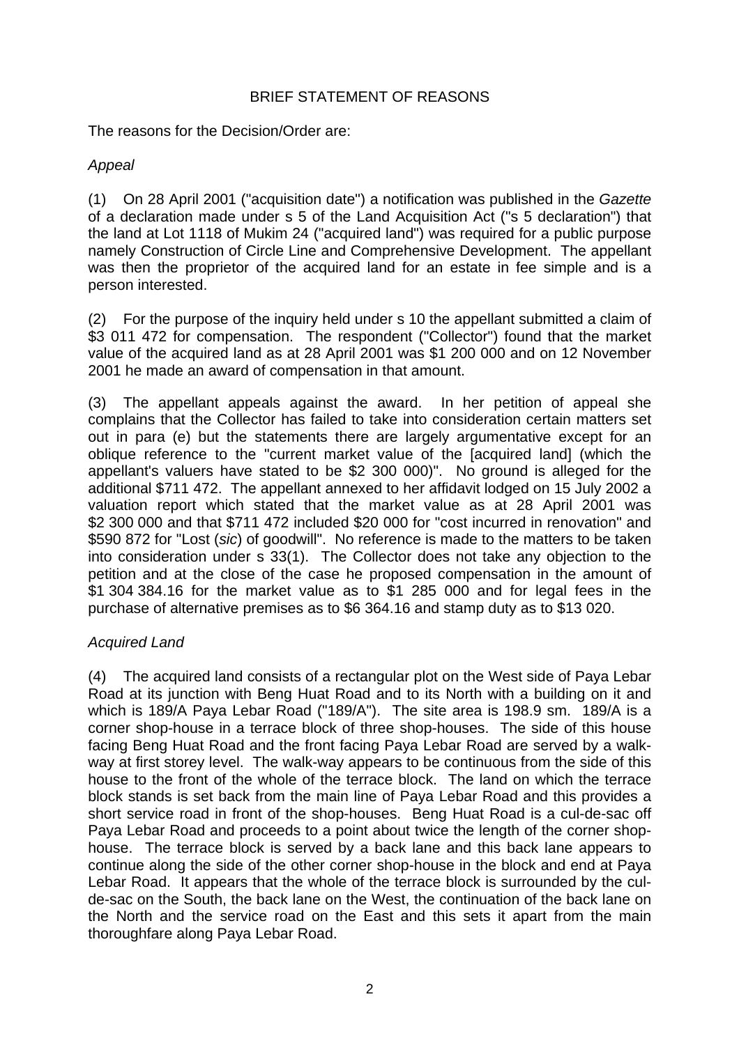BRIEF STATEMENT OF REASONS

The reasons for the Decision/Order are:

*Appeal*

(1) On 28 April 2001 ("acquisition date") a notification was published in the *Gazette* of a declaration made under s 5 of the Land Acquisition Act ("s 5 declaration") that the land at Lot 1118 of Mukim 24 ("acquired land") was required for a public purpose namely Construction of Circle Line and Comprehensive Development. The appellant was then the proprietor of the acquired land for an estate in fee simple and is a person interested.

(2) For the purpose of the inquiry held under s 10 the appellant submitted a claim of $3 011 472 for compensation. The respondent ("Collector") found that the market value of the acquired land as at 28 April 2001 was $1 200 000 and on 12 November 2001 he made an award of compensation in that amount.

(3) The appellant appeals against the award. In her petition of appeal she complains that the Collector has failed to take into consideration certain matters set out in para (e) but the statements there are largely argumentative except for an oblique reference to the "current market value of the [acquired land] (which the appellant's valuers have stated to be $2 300 000)". No ground is alleged for the additional $711 472. The appellant annexed to her affidavit lodged on 15 July 2002 a valuation report which stated that the market value as at 28 April 2001 was $2 300 000 and that $711 472 included $20 000 for "cost incurred in renovation" and $590 872 for "Lost (*sic*) of goodwill". No reference is made to the matters to be taken into consideration under s 33(1). The Collector does not take any objection to the petition and at the close of the case he proposed compensation in the amount of $1 304 384.16 for the market value as to $1 285 000 and for legal fees in the purchase of alternative premises as to $6 364.16 and stamp duty as to $13 020.

*Acquired Land*

(4) The acquired land consists of a rectangular plot on the West side of Paya Lebar Road at its junction with Beng Huat Road and to its North with a building on it and which is 189/A Paya Lebar Road ("189/A"). The site area is 198.9 sm. 189/A is a corner shop-house in a terrace block of three shop-houses. The side of this house facing Beng Huat Road and the front facing Paya Lebar Road are served by a walk-way at first storey level. The walk-way appears to be continuous from the side of this house to the front of the whole of the terrace block. The land on which the terrace block stands is set back from the main line of Paya Lebar Road and this provides a short service road in front of the shop-houses. Beng Huat Road is a cul-de-sac off Paya Lebar Road and proceeds to a point about twice the length of the corner shop-house. The terrace block is served by a back lane and this back lane appears to continue along the side of the other corner shop-house in the block and end at Paya Lebar Road. It appears that the whole of the terrace block is surrounded by the cul-de-sac on the South, the back lane on the West, the continuation of the back lane on the North and the service road on the East and this sets it apart from the main thoroughfare along Paya Lebar Road.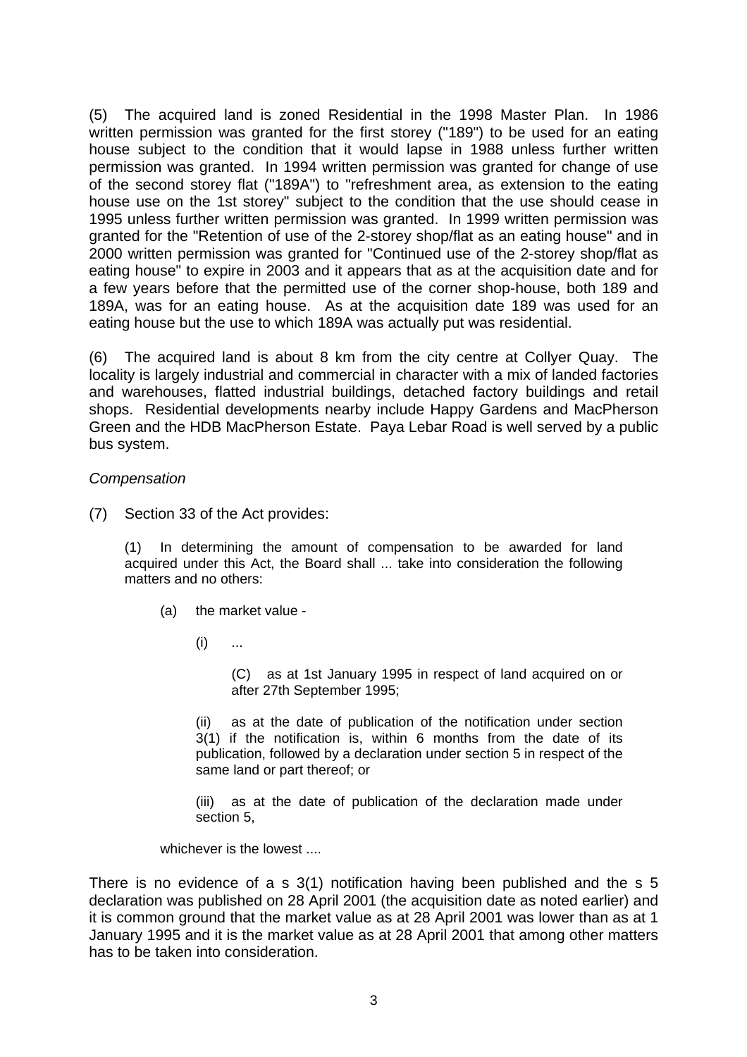(5) The acquired land is zoned Residential in the 1998 Master Plan. In 1986 written permission was granted for the first storey ("189") to be used for an eating house subject to the condition that it would lapse in 1988 unless further written permission was granted. In 1994 written permission was granted for change of use of the second storey flat ("189A") to "refreshment area, as extension to the eating house use on the 1st storey" subject to the condition that the use should cease in 1995 unless further written permission was granted. In 1999 written permission was granted for the "Retention of use of the 2-storey shop/flat as an eating house" and in 2000 written permission was granted for "Continued use of the 2-storey shop/flat as eating house" to expire in 2003 and it appears that as at the acquisition date and for a few years before that the permitted use of the corner shop-house, both 189 and 189A, was for an eating house. As at the acquisition date 189 was used for an eating house but the use to which 189A was actually put was residential.

(6) The acquired land is about 8 km from the city centre at Collyer Quay. The locality is largely industrial and commercial in character with a mix of landed factories and warehouses, flatted industrial buildings, detached factory buildings and retail shops. Residential developments nearby include Happy Gardens and MacPherson Green and the HDB MacPherson Estate. Paya Lebar Road is well served by a public bus system.

*Compensation*

(7) Section 33 of the Act provides:

> (1) In determining the amount of compensation to be awarded for land acquired under this Act, the Board shall ... take into consideration the following matters and no others:
>
> (a) the market value -
>
> (i) ...
>
> (C) as at 1st January 1995 in respect of land acquired on or after 27th September 1995;
>
> (ii) as at the date of publication of the notification under section 3(1) if the notification is, within 6 months from the date of its publication, followed by a declaration under section 5 in respect of the same land or part thereof; or
>
> (iii) as at the date of publication of the declaration made under section 5,
>
> whichever is the lowest ....

There is no evidence of a s 3(1) notification having been published and the s 5 declaration was published on 28 April 2001 (the acquisition date as noted earlier) and it is common ground that the market value as at 28 April 2001 was lower than as at 1 January 1995 and it is the market value as at 28 April 2001 that among other matters has to be taken into consideration.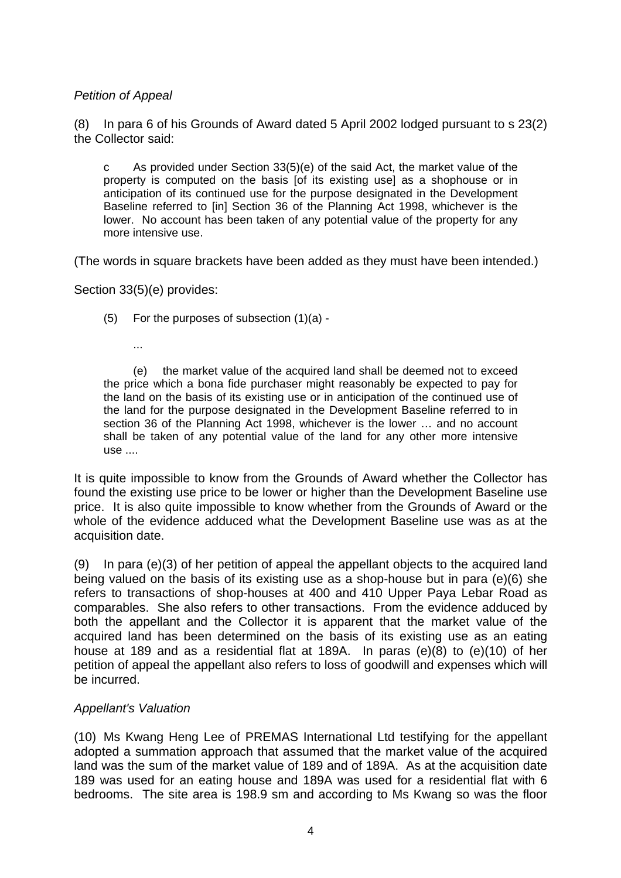*Petition of Appeal*

(8) In para 6 of his Grounds of Award dated 5 April 2002 lodged pursuant to s 23(2) the Collector said:

> c As provided under Section 33(5)(e) of the said Act, the market value of the property is computed on the basis [of its existing use] as a shophouse or in anticipation of its continued use for the purpose designated in the Development Baseline referred to [in] Section 36 of the Planning Act 1998, whichever is the lower. No account has been taken of any potential value of the property for any more intensive use.

(The words in square brackets have been added as they must have been intended.)

Section 33(5)(e) provides:

> (5) For the purposes of subsection (1)(a) -
>
> ...
>
> (e) the market value of the acquired land shall be deemed not to exceed the price which a bona fide purchaser might reasonably be expected to pay for the land on the basis of its existing use or in anticipation of the continued use of the land for the purpose designated in the Development Baseline referred to in section 36 of the Planning Act 1998, whichever is the lower … and no account shall be taken of any potential value of the land for any other more intensive use ....

It is quite impossible to know from the Grounds of Award whether the Collector has found the existing use price to be lower or higher than the Development Baseline use price. It is also quite impossible to know whether from the Grounds of Award or the whole of the evidence adduced what the Development Baseline use was as at the acquisition date.

(9) In para (e)(3) of her petition of appeal the appellant objects to the acquired land being valued on the basis of its existing use as a shop-house but in para (e)(6) she refers to transactions of shop-houses at 400 and 410 Upper Paya Lebar Road as comparables. She also refers to other transactions. From the evidence adduced by both the appellant and the Collector it is apparent that the market value of the acquired land has been determined on the basis of its existing use as an eating house at 189 and as a residential flat at 189A. In paras (e)(8) to (e)(10) of her petition of appeal the appellant also refers to loss of goodwill and expenses which will be incurred.

*Appellant's Valuation*

(10) Ms Kwang Heng Lee of PREMAS International Ltd testifying for the appellant adopted a summation approach that assumed that the market value of the acquired land was the sum of the market value of 189 and of 189A. As at the acquisition date 189 was used for an eating house and 189A was used for a residential flat with 6 bedrooms. The site area is 198.9 sm and according to Ms Kwang so was the floor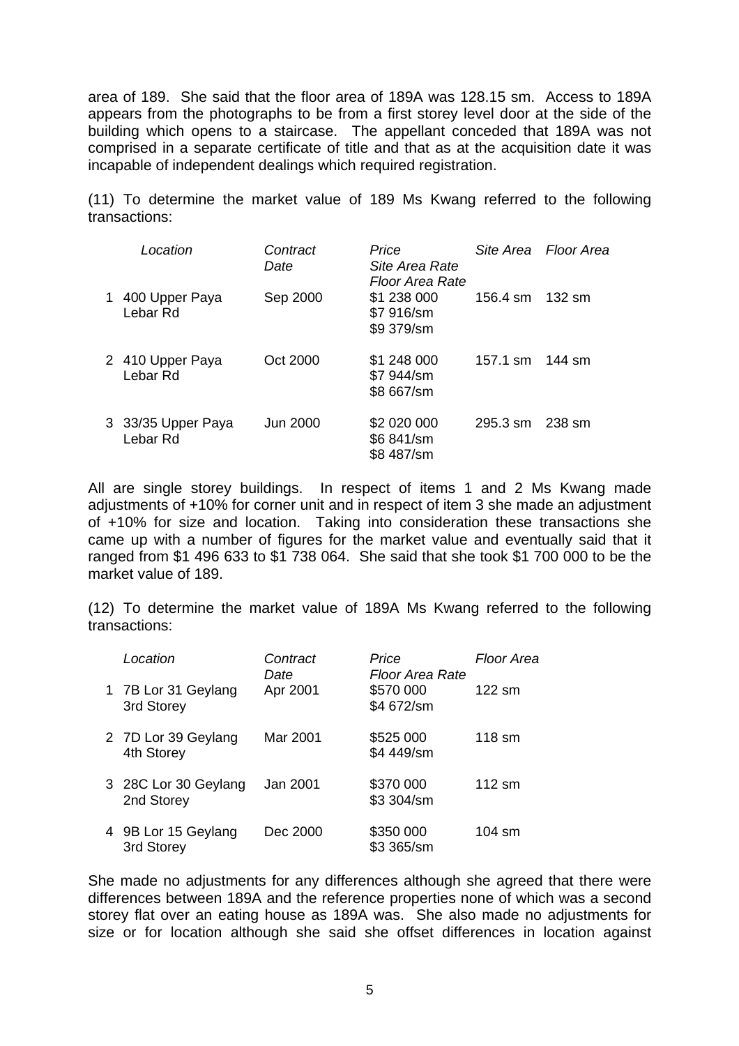area of 189. She said that the floor area of 189A was 128.15 sm. Access to 189A appears from the photographs to be from a first storey level door at the side of the building which opens to a staircase. The appellant conceded that 189A was not comprised in a separate certificate of title and that as at the acquisition date it was incapable of independent dealings which required registration.

(11) To determine the market value of 189 Ms Kwang referred to the following transactions:

| | *Location* | *Contract Date* | *Price*<br>*Site Area Rate*<br>*Floor Area Rate* | *Site Area* | *Floor Area* |
|---|---|---|---|---|---|
| 1 | 400 Upper Paya Lebar Rd | Sep 2000 | \$1 238 000<br>\$7 916/sm<br>\$9 379/sm | 156.4 sm | 132 sm |
| 2 | 410 Upper Paya Lebar Rd | Oct 2000 | \$1 248 000<br>\$7 944/sm<br>\$8 667/sm | 157.1 sm | 144 sm |
| 3 | 33/35 Upper Paya Lebar Rd | Jun 2000 | \$2 020 000<br>\$6 841/sm<br>\$8 487/sm | 295.3 sm | 238 sm |

All are single storey buildings. In respect of items 1 and 2 Ms Kwang made adjustments of +10% for corner unit and in respect of item 3 she made an adjustment of +10% for size and location. Taking into consideration these transactions she came up with a number of figures for the market value and eventually said that it ranged from \$1 496 633 to \$1 738 064. She said that she took \$1 700 000 to be the market value of 189.

(12) To determine the market value of 189A Ms Kwang referred to the following transactions:

| | *Location* | *Contract Date* | *Price*<br>*Floor Area Rate* | *Floor Area* |
|---|---|---|---|---|
| 1 | 7B Lor 31 Geylang 3rd Storey | Apr 2001 | \$570 000<br>\$4 672/sm | 122 sm |
| 2 | 7D Lor 39 Geylang 4th Storey | Mar 2001 | \$525 000<br>\$4 449/sm | 118 sm |
| 3 | 28C Lor 30 Geylang 2nd Storey | Jan 2001 | \$370 000<br>\$3 304/sm | 112 sm |
| 4 | 9B Lor 15 Geylang 3rd Storey | Dec 2000 | \$350 000<br>\$3 365/sm | 104 sm |

She made no adjustments for any differences although she agreed that there were differences between 189A and the reference properties none of which was a second storey flat over an eating house as 189A was. She also made no adjustments for size or for location although she said she offset differences in location against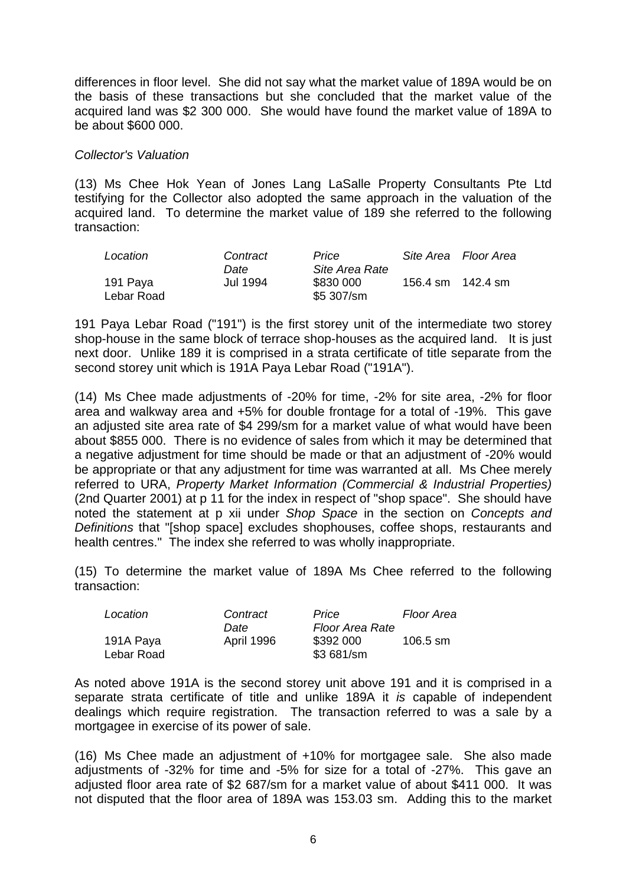differences in floor level. She did not say what the market value of 189A would be on the basis of these transactions but she concluded that the market value of the acquired land was $2 300 000. She would have found the market value of 189A to be about $600 000.

*Collector's Valuation*

(13) Ms Chee Hok Yean of Jones Lang LaSalle Property Consultants Pte Ltd testifying for the Collector also adopted the same approach in the valuation of the acquired land. To determine the market value of 189 she referred to the following transaction:

| *Location* | *Contract Date* | *Price Site Area Rate* | *Site Area* | *Floor Area* |
|---|---|---|---|---|
| 191 Paya Lebar Road | Jul 1994 | $830 000 $5 307/sm | 156.4 sm | 142.4 sm |

191 Paya Lebar Road ("191") is the first storey unit of the intermediate two storey shop-house in the same block of terrace shop-houses as the acquired land. It is just next door. Unlike 189 it is comprised in a strata certificate of title separate from the second storey unit which is 191A Paya Lebar Road ("191A").

(14) Ms Chee made adjustments of -20% for time, -2% for site area, -2% for floor area and walkway area and +5% for double frontage for a total of -19%. This gave an adjusted site area rate of $4 299/sm for a market value of what would have been about $855 000. There is no evidence of sales from which it may be determined that a negative adjustment for time should be made or that an adjustment of -20% would be appropriate or that any adjustment for time was warranted at all. Ms Chee merely referred to URA, *Property Market Information (Commercial & Industrial Properties)* (2nd Quarter 2001) at p 11 for the index in respect of "shop space". She should have noted the statement at p xii under *Shop Space* in the section on *Concepts and Definitions* that "[shop space] excludes shophouses, coffee shops, restaurants and health centres." The index she referred to was wholly inappropriate.

(15) To determine the market value of 189A Ms Chee referred to the following transaction:

| *Location* | *Contract Date* | *Price Floor Area Rate* | *Floor Area* |
|---|---|---|---|
| 191A Paya Lebar Road | April 1996 | $392 000 $3 681/sm | 106.5 sm |

As noted above 191A is the second storey unit above 191 and it is comprised in a separate strata certificate of title and unlike 189A it *is* capable of independent dealings which require registration. The transaction referred to was a sale by a mortgagee in exercise of its power of sale.

(16) Ms Chee made an adjustment of +10% for mortgagee sale. She also made adjustments of -32% for time and -5% for size for a total of -27%. This gave an adjusted floor area rate of $2 687/sm for a market value of about $411 000. It was not disputed that the floor area of 189A was 153.03 sm. Adding this to the market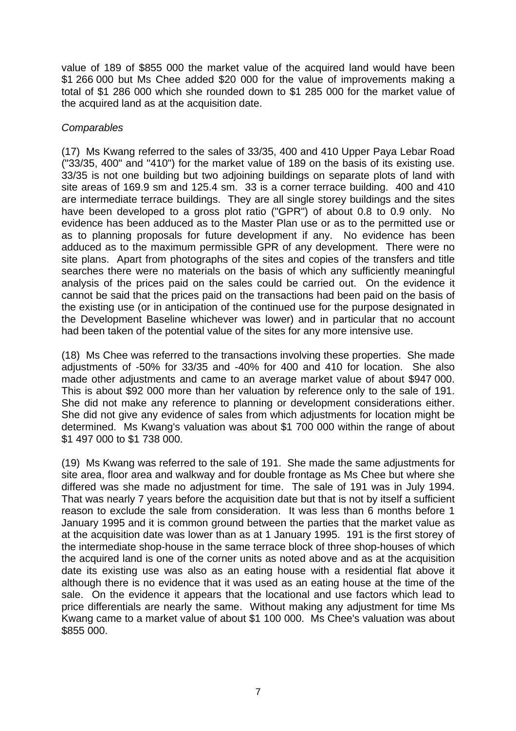value of 189 of $855 000 the market value of the acquired land would have been $1 266 000 but Ms Chee added $20 000 for the value of improvements making a total of $1 286 000 which she rounded down to $1 285 000 for the market value of the acquired land as at the acquisition date.

*Comparables*

(17) Ms Kwang referred to the sales of 33/35, 400 and 410 Upper Paya Lebar Road ("33/35, 400" and "410") for the market value of 189 on the basis of its existing use. 33/35 is not one building but two adjoining buildings on separate plots of land with site areas of 169.9 sm and 125.4 sm. 33 is a corner terrace building. 400 and 410 are intermediate terrace buildings. They are all single storey buildings and the sites have been developed to a gross plot ratio ("GPR") of about 0.8 to 0.9 only. No evidence has been adduced as to the Master Plan use or as to the permitted use or as to planning proposals for future development if any. No evidence has been adduced as to the maximum permissible GPR of any development. There were no site plans. Apart from photographs of the sites and copies of the transfers and title searches there were no materials on the basis of which any sufficiently meaningful analysis of the prices paid on the sales could be carried out. On the evidence it cannot be said that the prices paid on the transactions had been paid on the basis of the existing use (or in anticipation of the continued use for the purpose designated in the Development Baseline whichever was lower) and in particular that no account had been taken of the potential value of the sites for any more intensive use.

(18) Ms Chee was referred to the transactions involving these properties. She made adjustments of -50% for 33/35 and -40% for 400 and 410 for location. She also made other adjustments and came to an average market value of about $947 000. This is about $92 000 more than her valuation by reference only to the sale of 191. She did not make any reference to planning or development considerations either. She did not give any evidence of sales from which adjustments for location might be determined. Ms Kwang's valuation was about $1 700 000 within the range of about $1 497 000 to $1 738 000.

(19) Ms Kwang was referred to the sale of 191. She made the same adjustments for site area, floor area and walkway and for double frontage as Ms Chee but where she differed was she made no adjustment for time. The sale of 191 was in July 1994. That was nearly 7 years before the acquisition date but that is not by itself a sufficient reason to exclude the sale from consideration. It was less than 6 months before 1 January 1995 and it is common ground between the parties that the market value as at the acquisition date was lower than as at 1 January 1995. 191 is the first storey of the intermediate shop-house in the same terrace block of three shop-houses of which the acquired land is one of the corner units as noted above and as at the acquisition date its existing use was also as an eating house with a residential flat above it although there is no evidence that it was used as an eating house at the time of the sale. On the evidence it appears that the locational and use factors which lead to price differentials are nearly the same. Without making any adjustment for time Ms Kwang came to a market value of about $1 100 000. Ms Chee's valuation was about $855 000.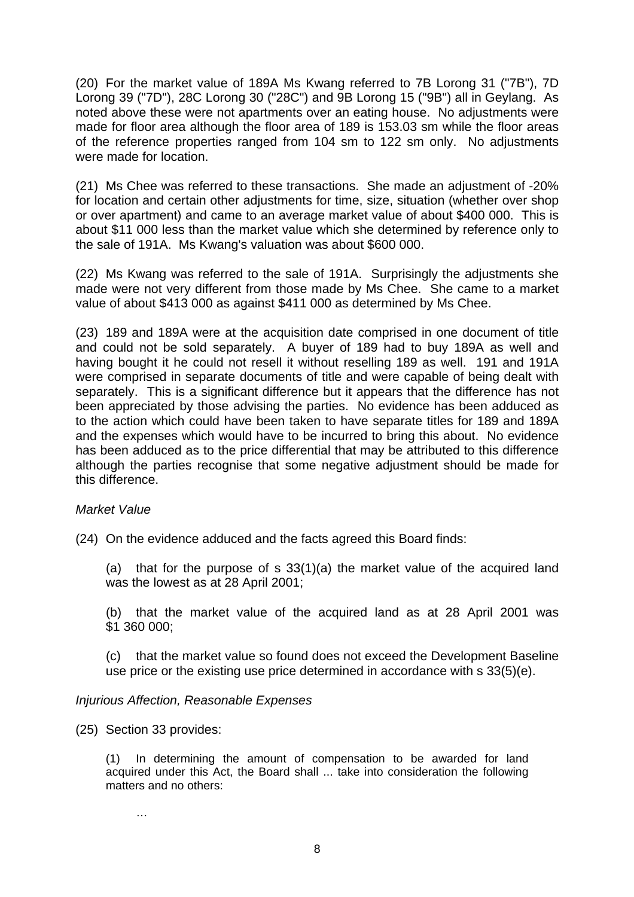(20) For the market value of 189A Ms Kwang referred to 7B Lorong 31 ("7B"), 7D Lorong 39 ("7D"), 28C Lorong 30 ("28C") and 9B Lorong 15 ("9B") all in Geylang. As noted above these were not apartments over an eating house. No adjustments were made for floor area although the floor area of 189 is 153.03 sm while the floor areas of the reference properties ranged from 104 sm to 122 sm only. No adjustments were made for location.

(21) Ms Chee was referred to these transactions. She made an adjustment of -20% for location and certain other adjustments for time, size, situation (whether over shop or over apartment) and came to an average market value of about $400 000. This is about $11 000 less than the market value which she determined by reference only to the sale of 191A. Ms Kwang's valuation was about $600 000.

(22) Ms Kwang was referred to the sale of 191A. Surprisingly the adjustments she made were not very different from those made by Ms Chee. She came to a market value of about $413 000 as against $411 000 as determined by Ms Chee.

(23) 189 and 189A were at the acquisition date comprised in one document of title and could not be sold separately. A buyer of 189 had to buy 189A as well and having bought it he could not resell it without reselling 189 as well. 191 and 191A were comprised in separate documents of title and were capable of being dealt with separately. This is a significant difference but it appears that the difference has not been appreciated by those advising the parties. No evidence has been adduced as to the action which could have been taken to have separate titles for 189 and 189A and the expenses which would have to be incurred to bring this about. No evidence has been adduced as to the price differential that may be attributed to this difference although the parties recognise that some negative adjustment should be made for this difference.

*Market Value*

(24) On the evidence adduced and the facts agreed this Board finds:

(a) that for the purpose of s 33(1)(a) the market value of the acquired land was the lowest as at 28 April 2001;

(b) that the market value of the acquired land as at 28 April 2001 was $1 360 000;

(c) that the market value so found does not exceed the Development Baseline use price or the existing use price determined in accordance with s 33(5)(e).

*Injurious Affection, Reasonable Expenses*

(25) Section 33 provides:

> (1) In determining the amount of compensation to be awarded for land acquired under this Act, the Board shall ... take into consideration the following matters and no others:
>
> …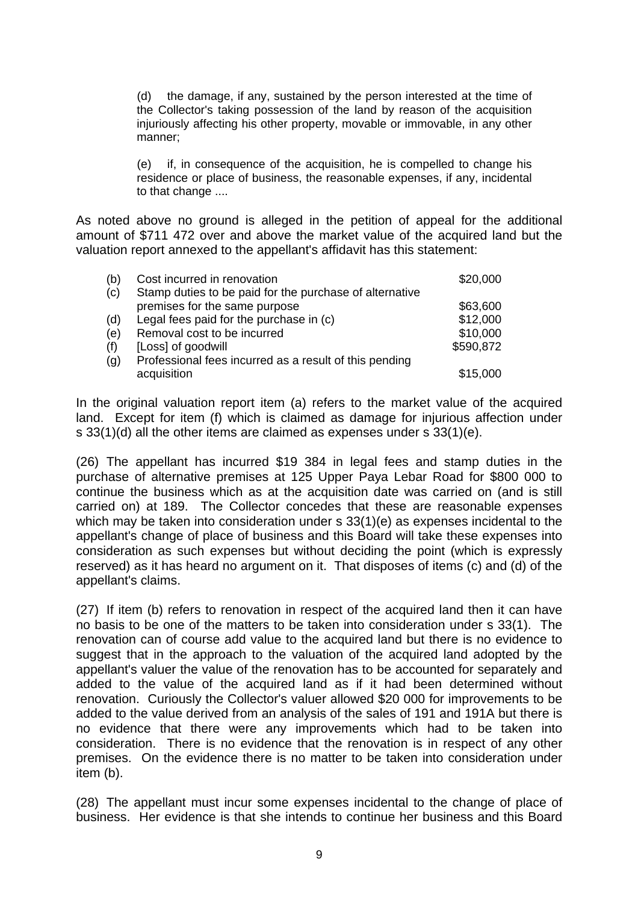> (d) the damage, if any, sustained by the person interested at the time of the Collector's taking possession of the land by reason of the acquisition injuriously affecting his other property, movable or immovable, in any other manner;
>
> (e) if, in consequence of the acquisition, he is compelled to change his residence or place of business, the reasonable expenses, if any, incidental to that change ....

As noted above no ground is alleged in the petition of appeal for the additional amount of $711 472 over and above the market value of the acquired land but the valuation report annexed to the appellant's affidavit has this statement:

| | | |
|---|---|---|
| (b) | Cost incurred in renovation | $20,000 |
| (c) | Stamp duties to be paid for the purchase of alternative premises for the same purpose | $63,600 |
| (d) | Legal fees paid for the purchase in (c) | $12,000 |
| (e) | Removal cost to be incurred | $10,000 |
| (f) | [Loss] of goodwill | $590,872 |
| (g) | Professional fees incurred as a result of this pending acquisition | $15,000 |

In the original valuation report item (a) refers to the market value of the acquired land. Except for item (f) which is claimed as damage for injurious affection under s 33(1)(d) all the other items are claimed as expenses under s 33(1)(e).

(26) The appellant has incurred $19 384 in legal fees and stamp duties in the purchase of alternative premises at 125 Upper Paya Lebar Road for $800 000 to continue the business which as at the acquisition date was carried on (and is still carried on) at 189. The Collector concedes that these are reasonable expenses which may be taken into consideration under s 33(1)(e) as expenses incidental to the appellant's change of place of business and this Board will take these expenses into consideration as such expenses but without deciding the point (which is expressly reserved) as it has heard no argument on it. That disposes of items (c) and (d) of the appellant's claims.

(27) If item (b) refers to renovation in respect of the acquired land then it can have no basis to be one of the matters to be taken into consideration under s 33(1). The renovation can of course add value to the acquired land but there is no evidence to suggest that in the approach to the valuation of the acquired land adopted by the appellant's valuer the value of the renovation has to be accounted for separately and added to the value of the acquired land as if it had been determined without renovation. Curiously the Collector's valuer allowed $20 000 for improvements to be added to the value derived from an analysis of the sales of 191 and 191A but there is no evidence that there were any improvements which had to be taken into consideration. There is no evidence that the renovation is in respect of any other premises. On the evidence there is no matter to be taken into consideration under item (b).

(28) The appellant must incur some expenses incidental to the change of place of business. Her evidence is that she intends to continue her business and this Board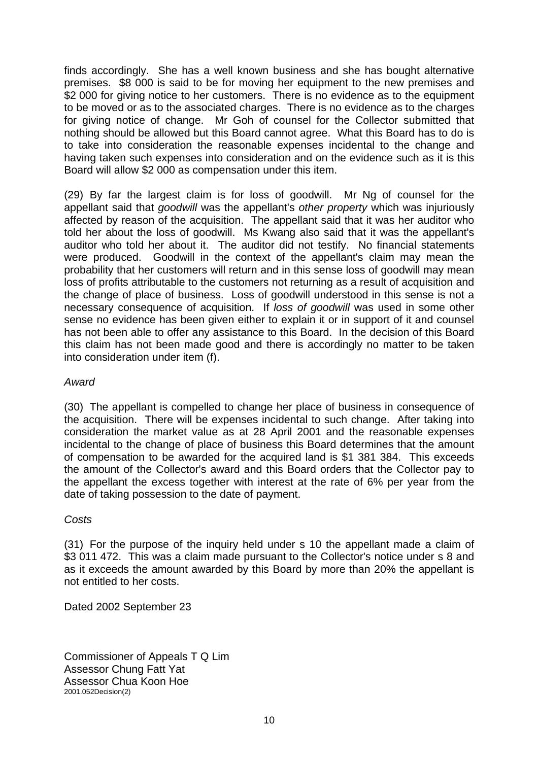finds accordingly. She has a well known business and she has bought alternative premises. $8 000 is said to be for moving her equipment to the new premises and $2 000 for giving notice to her customers. There is no evidence as to the equipment to be moved or as to the associated charges. There is no evidence as to the charges for giving notice of change. Mr Goh of counsel for the Collector submitted that nothing should be allowed but this Board cannot agree. What this Board has to do is to take into consideration the reasonable expenses incidental to the change and having taken such expenses into consideration and on the evidence such as it is this Board will allow $2 000 as compensation under this item.

(29) By far the largest claim is for loss of goodwill. Mr Ng of counsel for the appellant said that *goodwill* was the appellant's *other property* which was injuriously affected by reason of the acquisition. The appellant said that it was her auditor who told her about the loss of goodwill. Ms Kwang also said that it was the appellant's auditor who told her about it. The auditor did not testify. No financial statements were produced. Goodwill in the context of the appellant's claim may mean the probability that her customers will return and in this sense loss of goodwill may mean loss of profits attributable to the customers not returning as a result of acquisition and the change of place of business. Loss of goodwill understood in this sense is not a necessary consequence of acquisition. If *loss of goodwill* was used in some other sense no evidence has been given either to explain it or in support of it and counsel has not been able to offer any assistance to this Board. In the decision of this Board this claim has not been made good and there is accordingly no matter to be taken into consideration under item (f).

*Award*

(30) The appellant is compelled to change her place of business in consequence of the acquisition. There will be expenses incidental to such change. After taking into consideration the market value as at 28 April 2001 and the reasonable expenses incidental to the change of place of business this Board determines that the amount of compensation to be awarded for the acquired land is $1 381 384. This exceeds the amount of the Collector's award and this Board orders that the Collector pay to the appellant the excess together with interest at the rate of 6% per year from the date of taking possession to the date of payment.

*Costs*

(31) For the purpose of the inquiry held under s 10 the appellant made a claim of $3 011 472. This was a claim made pursuant to the Collector's notice under s 8 and as it exceeds the amount awarded by this Board by more than 20% the appellant is not entitled to her costs.

Dated 2002 September 23

Commissioner of Appeals T Q Lim
Assessor Chung Fatt Yat
Assessor Chua Koon Hoe
2001.052Decision(2)